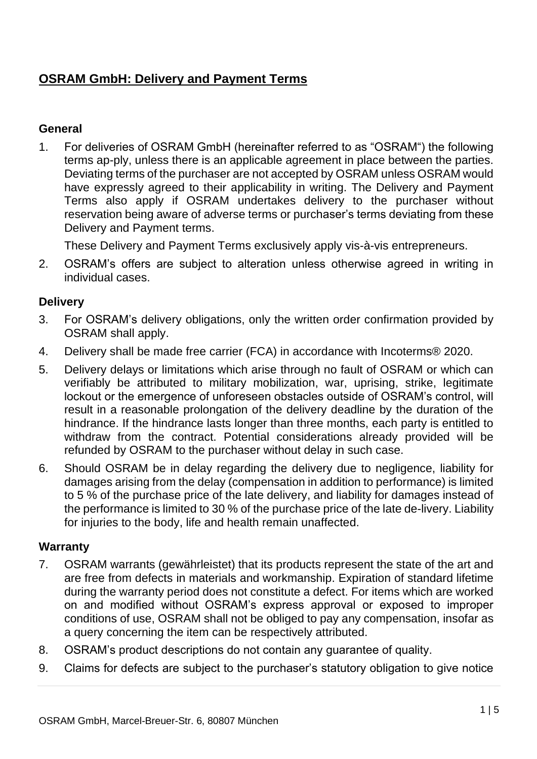# OSRAM GmbH: Delivery and Payment Terms

## General

1. For deliveries of OSRAM GmbH (hereinafter referred to as "OSRAM") the following terms ap-ply, unless there is an applicable agreement in place between the parties. Deviating terms of the purchaser are not accepted by OSRAM unless OSRAM would have expressly agreed to their applicability in writing. The Delivery and Payment Terms also apply if OSRAM undertakes delivery to the purchaser without reservation being aware of adverse terms or purchaser's terms deviating from these Delivery and Payment terms.

   These Delivery and Payment Terms exclusively apply vis-à-vis entrepreneurs.

2. OSRAM's offers are subject to alteration unless otherwise agreed in writing in individual cases.

## Delivery

3. For OSRAM's delivery obligations, only the written order confirmation provided by OSRAM shall apply.
4. Delivery shall be made free carrier (FCA) in accordance with Incoterms® 2020.
5. Delivery delays or limitations which arise through no fault of OSRAM or which can verifiably be attributed to military mobilization, war, uprising, strike, legitimate lockout or the emergence of unforeseen obstacles outside of OSRAM's control, will result in a reasonable prolongation of the delivery deadline by the duration of the hindrance. If the hindrance lasts longer than three months, each party is entitled to withdraw from the contract. Potential considerations already provided will be refunded by OSRAM to the purchaser without delay in such case.
6. Should OSRAM be in delay regarding the delivery due to negligence, liability for damages arising from the delay (compensation in addition to performance) is limited to 5 % of the purchase price of the late delivery, and liability for damages instead of the performance is limited to 30 % of the purchase price of the late de-livery. Liability for injuries to the body, life and health remain unaffected.

## Warranty

7. OSRAM warrants (gewährleistet) that its products represent the state of the art and are free from defects in materials and workmanship. Expiration of standard lifetime during the warranty period does not constitute a defect. For items which are worked on and modified without OSRAM's express approval or exposed to improper conditions of use, OSRAM shall not be obliged to pay any compensation, insofar as a query concerning the item can be respectively attributed.
8. OSRAM's product descriptions do not contain any guarantee of quality.
9. Claims for defects are subject to the purchaser's statutory obligation to give notice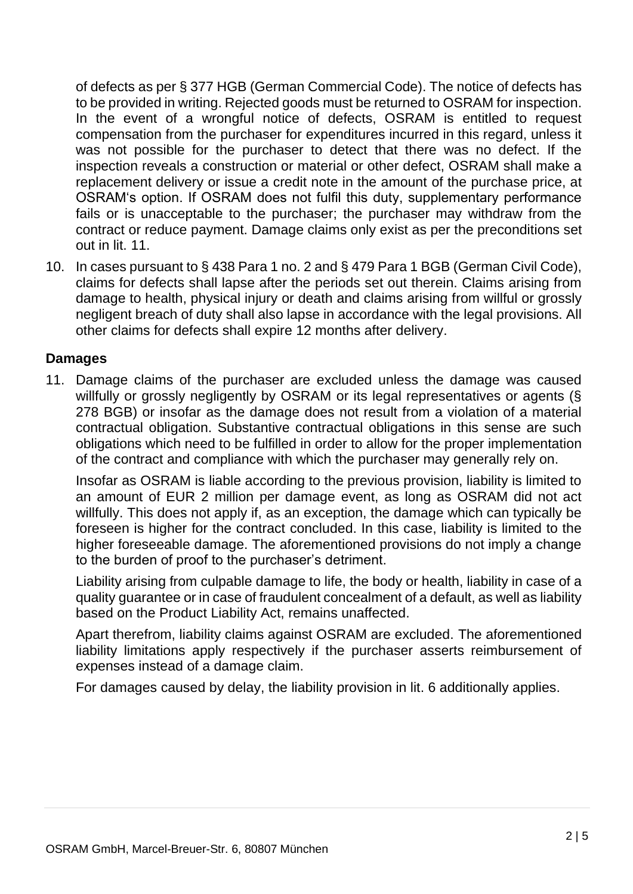of defects as per § 377 HGB (German Commercial Code). The notice of defects has to be provided in writing. Rejected goods must be returned to OSRAM for inspection. In the event of a wrongful notice of defects, OSRAM is entitled to request compensation from the purchaser for expenditures incurred in this regard, unless it was not possible for the purchaser to detect that there was no defect. If the inspection reveals a construction or material or other defect, OSRAM shall make a replacement delivery or issue a credit note in the amount of the purchase price, at OSRAM's option. If OSRAM does not fulfil this duty, supplementary performance fails or is unacceptable to the purchaser; the purchaser may withdraw from the contract or reduce payment. Damage claims only exist as per the preconditions set out in lit. 11.

10. In cases pursuant to § 438 Para 1 no. 2 and § 479 Para 1 BGB (German Civil Code), claims for defects shall lapse after the periods set out therein. Claims arising from damage to health, physical injury or death and claims arising from willful or grossly negligent breach of duty shall also lapse in accordance with the legal provisions. All other claims for defects shall expire 12 months after delivery.

**Damages**

11. Damage claims of the purchaser are excluded unless the damage was caused willfully or grossly negligently by OSRAM or its legal representatives or agents (§ 278 BGB) or insofar as the damage does not result from a violation of a material contractual obligation. Substantive contractual obligations in this sense are such obligations which need to be fulfilled in order to allow for the proper implementation of the contract and compliance with which the purchaser may generally rely on.

    Insofar as OSRAM is liable according to the previous provision, liability is limited to an amount of EUR 2 million per damage event, as long as OSRAM did not act willfully. This does not apply if, as an exception, the damage which can typically be foreseen is higher for the contract concluded. In this case, liability is limited to the higher foreseeable damage. The aforementioned provisions do not imply a change to the burden of proof to the purchaser's detriment.

    Liability arising from culpable damage to life, the body or health, liability in case of a quality guarantee or in case of fraudulent concealment of a default, as well as liability based on the Product Liability Act, remains unaffected.

    Apart therefrom, liability claims against OSRAM are excluded. The aforementioned liability limitations apply respectively if the purchaser asserts reimbursement of expenses instead of a damage claim.

    For damages caused by delay, the liability provision in lit. 6 additionally applies.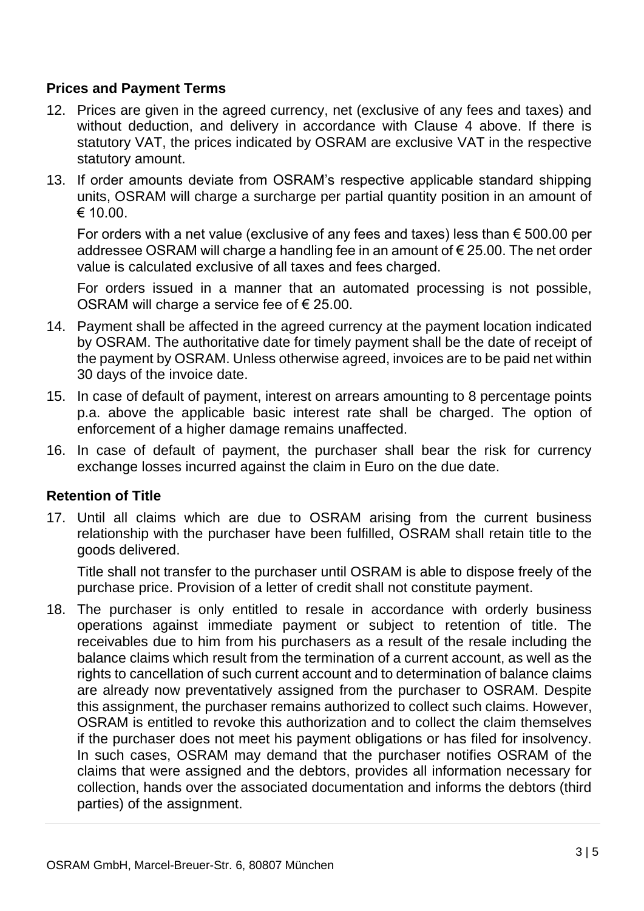## Prices and Payment Terms

12. Prices are given in the agreed currency, net (exclusive of any fees and taxes) and without deduction, and delivery in accordance with Clause 4 above. If there is statutory VAT, the prices indicated by OSRAM are exclusive VAT in the respective statutory amount.

13. If order amounts deviate from OSRAM's respective applicable standard shipping units, OSRAM will charge a surcharge per partial quantity position in an amount of € 10.00.

    For orders with a net value (exclusive of any fees and taxes) less than € 500.00 per addressee OSRAM will charge a handling fee in an amount of € 25.00. The net order value is calculated exclusive of all taxes and fees charged.

    For orders issued in a manner that an automated processing is not possible, OSRAM will charge a service fee of € 25.00.

14. Payment shall be affected in the agreed currency at the payment location indicated by OSRAM. The authoritative date for timely payment shall be the date of receipt of the payment by OSRAM. Unless otherwise agreed, invoices are to be paid net within 30 days of the invoice date.

15. In case of default of payment, interest on arrears amounting to 8 percentage points p.a. above the applicable basic interest rate shall be charged. The option of enforcement of a higher damage remains unaffected.

16. In case of default of payment, the purchaser shall bear the risk for currency exchange losses incurred against the claim in Euro on the due date.

## Retention of Title

17. Until all claims which are due to OSRAM arising from the current business relationship with the purchaser have been fulfilled, OSRAM shall retain title to the goods delivered.

    Title shall not transfer to the purchaser until OSRAM is able to dispose freely of the purchase price. Provision of a letter of credit shall not constitute payment.

18. The purchaser is only entitled to resale in accordance with orderly business operations against immediate payment or subject to retention of title. The receivables due to him from his purchasers as a result of the resale including the balance claims which result from the termination of a current account, as well as the rights to cancellation of such current account and to determination of balance claims are already now preventatively assigned from the purchaser to OSRAM. Despite this assignment, the purchaser remains authorized to collect such claims. However, OSRAM is entitled to revoke this authorization and to collect the claim themselves if the purchaser does not meet his payment obligations or has filed for insolvency. In such cases, OSRAM may demand that the purchaser notifies OSRAM of the claims that were assigned and the debtors, provides all information necessary for collection, hands over the associated documentation and informs the debtors (third parties) of the assignment.

OSRAM GmbH, Marcel-Breuer-Str. 6, 80807 München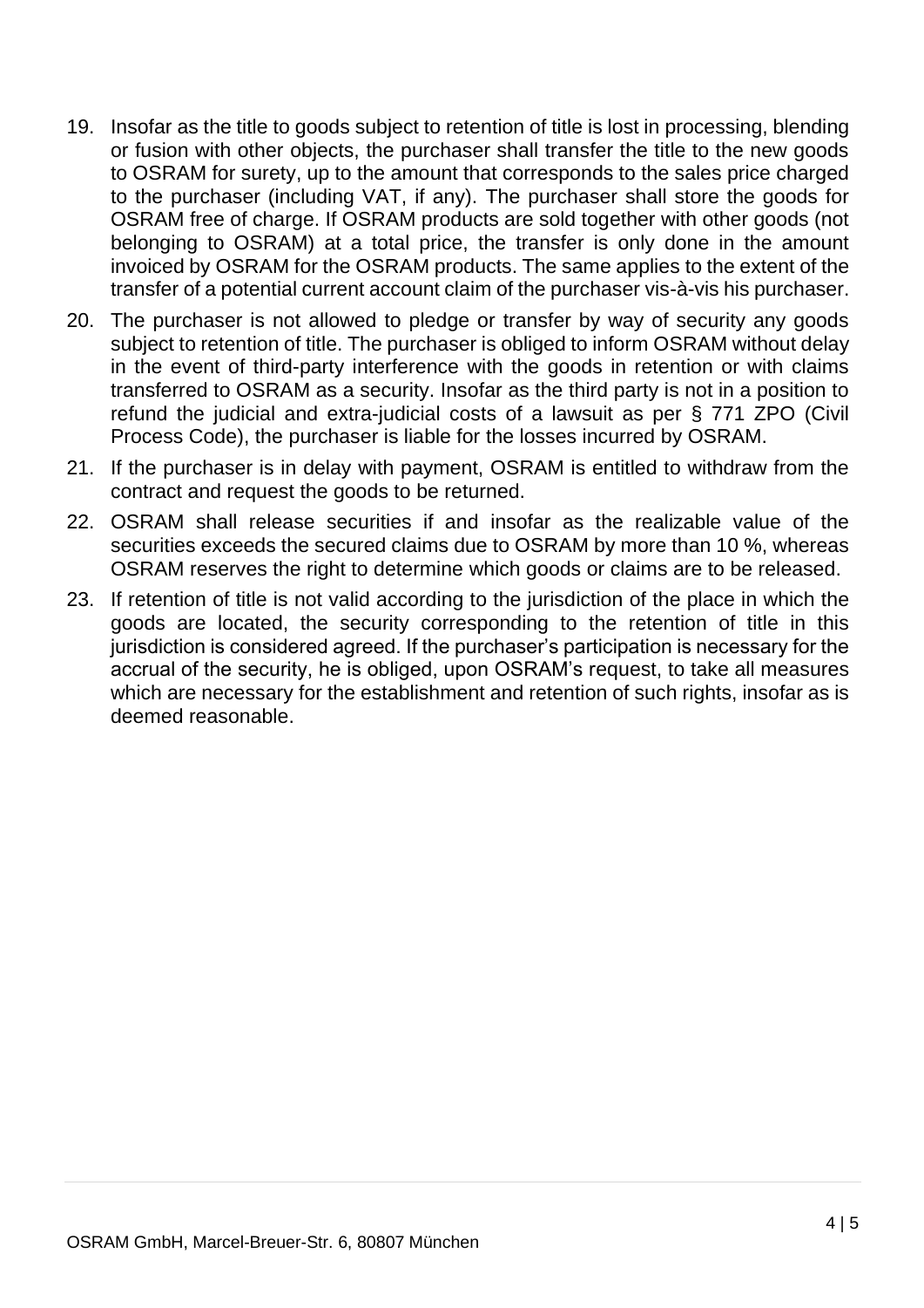19. Insofar as the title to goods subject to retention of title is lost in processing, blending or fusion with other objects, the purchaser shall transfer the title to the new goods to OSRAM for surety, up to the amount that corresponds to the sales price charged to the purchaser (including VAT, if any). The purchaser shall store the goods for OSRAM free of charge. If OSRAM products are sold together with other goods (not belonging to OSRAM) at a total price, the transfer is only done in the amount invoiced by OSRAM for the OSRAM products. The same applies to the extent of the transfer of a potential current account claim of the purchaser vis-à-vis his purchaser.
20. The purchaser is not allowed to pledge or transfer by way of security any goods subject to retention of title. The purchaser is obliged to inform OSRAM without delay in the event of third-party interference with the goods in retention or with claims transferred to OSRAM as a security. Insofar as the third party is not in a position to refund the judicial and extra-judicial costs of a lawsuit as per § 771 ZPO (Civil Process Code), the purchaser is liable for the losses incurred by OSRAM.
21. If the purchaser is in delay with payment, OSRAM is entitled to withdraw from the contract and request the goods to be returned.
22. OSRAM shall release securities if and insofar as the realizable value of the securities exceeds the secured claims due to OSRAM by more than 10 %, whereas OSRAM reserves the right to determine which goods or claims are to be released.
23. If retention of title is not valid according to the jurisdiction of the place in which the goods are located, the security corresponding to the retention of title in this jurisdiction is considered agreed. If the purchaser's participation is necessary for the accrual of the security, he is obliged, upon OSRAM's request, to take all measures which are necessary for the establishment and retention of such rights, insofar as is deemed reasonable.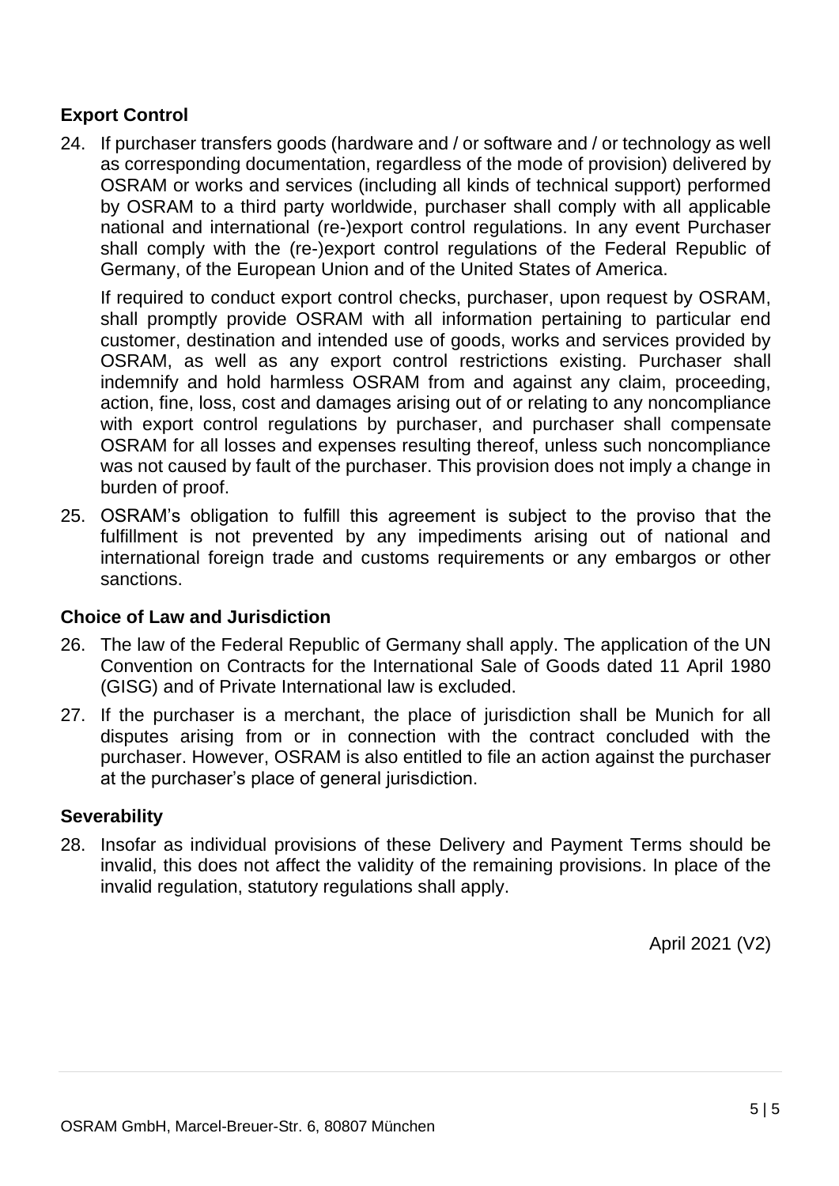## Export Control

24. If purchaser transfers goods (hardware and / or software and / or technology as well as corresponding documentation, regardless of the mode of provision) delivered by OSRAM or works and services (including all kinds of technical support) performed by OSRAM to a third party worldwide, purchaser shall comply with all applicable national and international (re-)export control regulations. In any event Purchaser shall comply with the (re-)export control regulations of the Federal Republic of Germany, of the European Union and of the United States of America.

    If required to conduct export control checks, purchaser, upon request by OSRAM, shall promptly provide OSRAM with all information pertaining to particular end customer, destination and intended use of goods, works and services provided by OSRAM, as well as any export control restrictions existing. Purchaser shall indemnify and hold harmless OSRAM from and against any claim, proceeding, action, fine, loss, cost and damages arising out of or relating to any noncompliance with export control regulations by purchaser, and purchaser shall compensate OSRAM for all losses and expenses resulting thereof, unless such noncompliance was not caused by fault of the purchaser. This provision does not imply a change in burden of proof.

25. OSRAM's obligation to fulfill this agreement is subject to the proviso that the fulfillment is not prevented by any impediments arising out of national and international foreign trade and customs requirements or any embargos or other sanctions.

## Choice of Law and Jurisdiction

26. The law of the Federal Republic of Germany shall apply. The application of the UN Convention on Contracts for the International Sale of Goods dated 11 April 1980 (GISG) and of Private International law is excluded.

27. If the purchaser is a merchant, the place of jurisdiction shall be Munich for all disputes arising from or in connection with the contract concluded with the purchaser. However, OSRAM is also entitled to file an action against the purchaser at the purchaser's place of general jurisdiction.

## Severability

28. Insofar as individual provisions of these Delivery and Payment Terms should be invalid, this does not affect the validity of the remaining provisions. In place of the invalid regulation, statutory regulations shall apply.

April 2021 (V2)

OSRAM GmbH, Marcel-Breuer-Str. 6, 80807 München